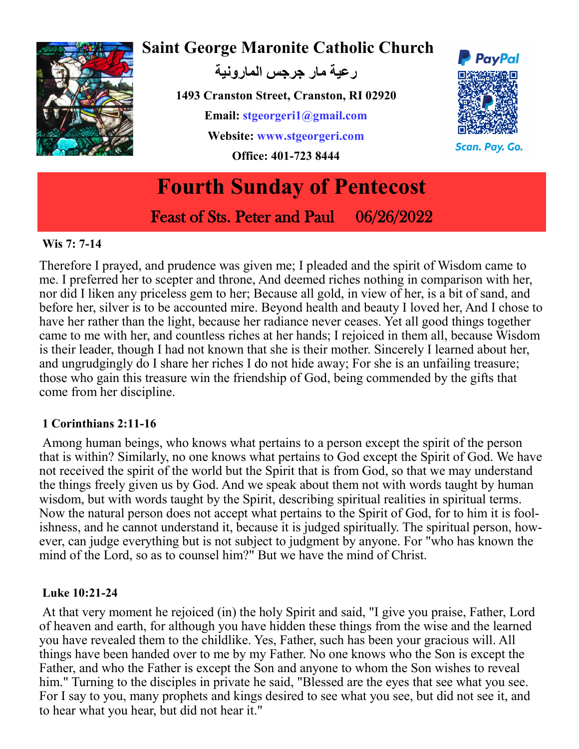# Saint George Maronite Catholic Church

**رعية مار جرجس المارونية**

**1493 Cranston Street, Cranston, RI 02920**

**Email: stgeorgeri1@gmail.com**

**Website: www.stgeorgeri.com**

**Office: 401-723 8444**

PayPal

Scan. Pay. Go.

# Fourth Sunday of Pentecost

## Feast of Sts. Peter and Paul 06/26/2022

**Wis 7: 7-14**

Therefore I prayed, and prudence was given me; I pleaded and the spirit of Wisdom came to me. I preferred her to scepter and throne, And deemed riches nothing in comparison with her, nor did I liken any priceless gem to her; Because all gold, in view of her, is a bit of sand, and before her, silver is to be accounted mire. Beyond health and beauty I loved her, And I chose to have her rather than the light, because her radiance never ceases. Yet all good things together came to me with her, and countless riches at her hands; I rejoiced in them all, because Wisdom is their leader, though I had not known that she is their mother. Sincerely I learned about her, and ungrudgingly do I share her riches I do not hide away; For she is an unfailing treasure; those who gain this treasure win the friendship of God, being commended by the gifts that come from her discipline.

**1 Corinthians 2:11-16**

Among human beings, who knows what pertains to a person except the spirit of the person that is within? Similarly, no one knows what pertains to God except the Spirit of God. We have not received the spirit of the world but the Spirit that is from God, so that we may understand the things freely given us by God. And we speak about them not with words taught by human wisdom, but with words taught by the Spirit, describing spiritual realities in spiritual terms. Now the natural person does not accept what pertains to the Spirit of God, for to him it is foolishness, and he cannot understand it, because it is judged spiritually. The spiritual person, however, can judge everything but is not subject to judgment by anyone. For "who has known the mind of the Lord, so as to counsel him?" But we have the mind of Christ.

**Luke 10:21-24**

At that very moment he rejoiced (in) the holy Spirit and said, "I give you praise, Father, Lord of heaven and earth, for although you have hidden these things from the wise and the learned you have revealed them to the childlike. Yes, Father, such has been your gracious will. All things have been handed over to me by my Father. No one knows who the Son is except the Father, and who the Father is except the Son and anyone to whom the Son wishes to reveal him." Turning to the disciples in private he said, "Blessed are the eyes that see what you see. For I say to you, many prophets and kings desired to see what you see, but did not see it, and to hear what you hear, but did not hear it."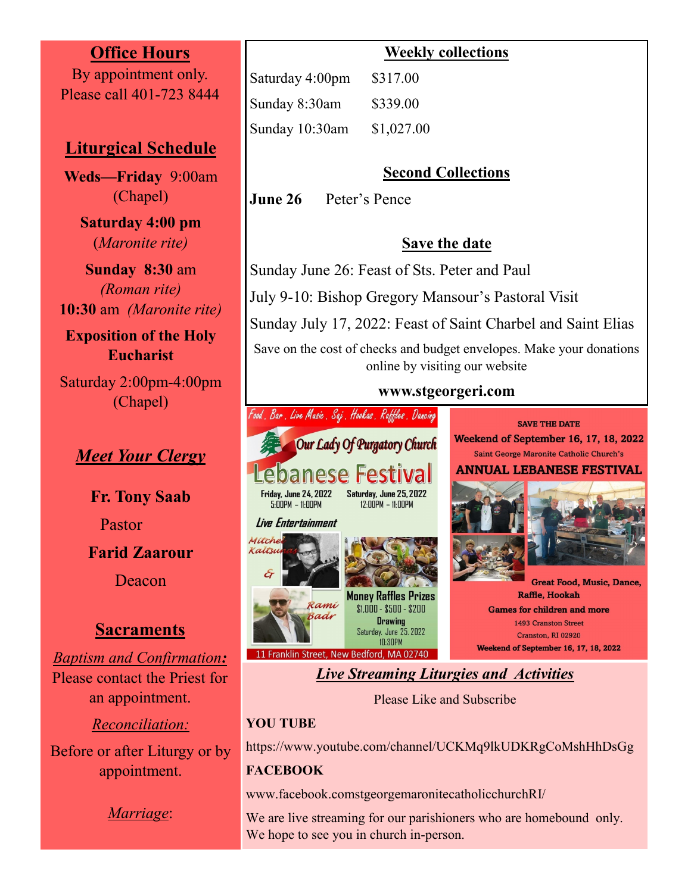## Office Hours

By appointment only.
Please call 401-723 8444

## Liturgical Schedule

**Weds—Friday** 9:00am (Chapel)

**Saturday 4:00 pm** (*Maronite rite)*

**Sunday 8:30** am *(Roman rite)*
**10:30** am *(Maronite rite)*

**Exposition of the Holy Eucharist**

Saturday 2:00pm-4:00pm (Chapel)

## *Meet Your Clergy*

**Fr. Tony Saab**
Pastor

**Farid Zaarour**
Deacon

## Sacraments

*Baptism and Confirmation:*
Please contact the Priest for an appointment.

*Reconciliation:*
Before or after Liturgy or by appointment.

*Marriage*:

## Weekly collections

| | |
|---|---|
| Saturday 4:00pm | $317.00 |
| Sunday 8:30am | $339.00 |
| Sunday 10:30am | $1,027.00 |

## Second Collections

**June 26** Peter's Pence

## Save the date

Sunday June 26: Feast of Sts. Peter and Paul

July 9-10: Bishop Gregory Mansour's Pastoral Visit

Sunday July 17, 2022: Feast of Saint Charbel and Saint Elias

Save on the cost of checks and budget envelopes. Make your donations online by visiting our website

**www.stgeorgeri.com**

Food . Bar . Live Music . Saj . Hookas . Raffles . Dancing

**Our Lady Of Purgatory Church**

**Lebanese Festival**

Friday, June 24, 2022 5:00PM – 11:00PM
Saturday, June 25, 2022 12:00PM – 11:00PM

*Live Entertainment*

Mitchel Kaltsunas & Rami Badr

**Money Raffles Prizes**
$1,000 - $500 - $200
**Drawing**
Saturday, June 25, 2022 10:30PM

11 Franklin Street, New Bedford, MA 02740

**SAVE THE DATE**
**Weekend of September 16, 17, 18, 2022**
Saint George Maronite Catholic Church's
**ANNUAL LEBANESE FESTIVAL**

**Great Food, Music, Dance, Raffle, Hookah**
**Games for children and more**
1493 Cranston Street
Cranston, RI 02920
**Weekend of September 16, 17, 18, 2022**

## *Live Streaming Liturgies and Activities*

Please Like and Subscribe

**YOU TUBE**

https://www.youtube.com/channel/UCKMq9lkUDKRgCoMshHhDsGg

**FACEBOOK**

www.facebook.comstgeorgemaronitecatholicchurchRI/

We are live streaming for our parishioners who are homebound only. We hope to see you in church in-person.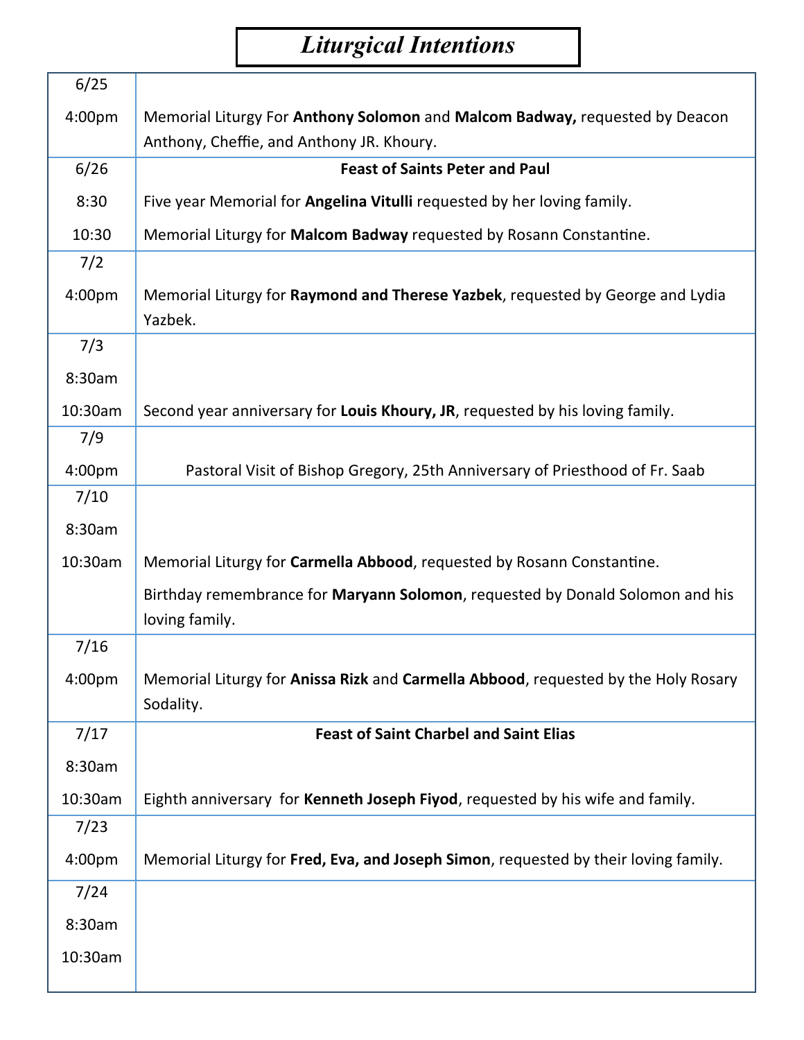# Liturgical Intentions

| Date/Time | Intention |
|---|---|
| 6/25 | |
| 4:00pm | Memorial Liturgy For **Anthony Solomon** and **Malcom Badway,** requested by Deacon Anthony, Cheffie, and Anthony JR. Khoury. |
| 6/26 | **Feast of Saints Peter and Paul** |
| 8:30 | Five year Memorial for **Angelina Vitulli** requested by her loving family. |
| 10:30 | Memorial Liturgy for **Malcom Badway** requested by Rosann Constantine. |
| 7/2 | |
| 4:00pm | Memorial Liturgy for **Raymond and Therese Yazbek**, requested by George and Lydia Yazbek. |
| 7/3 | |
| 8:30am | |
| 10:30am | Second year anniversary for **Louis Khoury, JR**, requested by his loving family. |
| 7/9 | |
| 4:00pm | Pastoral Visit of Bishop Gregory, 25th Anniversary of Priesthood of Fr. Saab |
| 7/10 | |
| 8:30am | |
| 10:30am | Memorial Liturgy for **Carmella Abbood**, requested by Rosann Constantine. |
| | Birthday remembrance for **Maryann Solomon**, requested by Donald Solomon and his loving family. |
| 7/16 | |
| 4:00pm | Memorial Liturgy for **Anissa Rizk** and **Carmella Abbood**, requested by the Holy Rosary Sodality. |
| 7/17 | **Feast of Saint Charbel and Saint Elias** |
| 8:30am | |
| 10:30am | Eighth anniversary for **Kenneth Joseph Fiyod**, requested by his wife and family. |
| 7/23 | |
| 4:00pm | Memorial Liturgy for **Fred, Eva, and Joseph Simon**, requested by their loving family. |
| 7/24 | |
| 8:30am | |
| 10:30am | |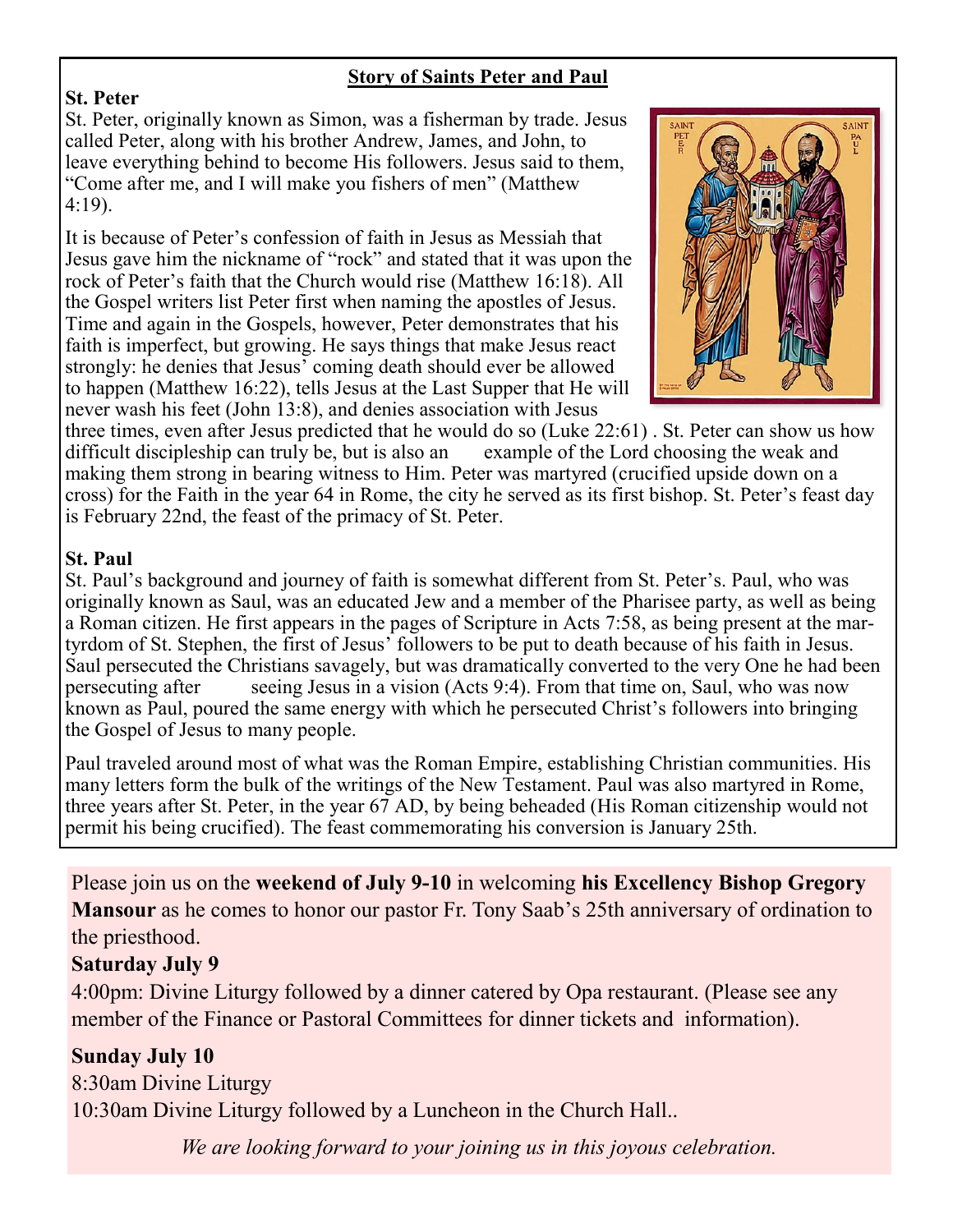## Story of Saints Peter and Paul

**St. Peter**

St. Peter, originally known as Simon, was a fisherman by trade. Jesus called Peter, along with his brother Andrew, James, and John, to leave everything behind to become His followers. Jesus said to them, "Come after me, and I will make you fishers of men" (Matthew 4:19).

It is because of Peter's confession of faith in Jesus as Messiah that Jesus gave him the nickname of "rock" and stated that it was upon the rock of Peter's faith that the Church would rise (Matthew 16:18). All the Gospel writers list Peter first when naming the apostles of Jesus. Time and again in the Gospels, however, Peter demonstrates that his faith is imperfect, but growing. He says things that make Jesus react strongly: he denies that Jesus' coming death should ever be allowed to happen (Matthew 16:22), tells Jesus at the Last Supper that He will never wash his feet (John 13:8), and denies association with Jesus three times, even after Jesus predicted that he would do so (Luke 22:61) . St. Peter can show us how difficult discipleship can truly be, but is also an example of the Lord choosing the weak and making them strong in bearing witness to Him. Peter was martyred (crucified upside down on a cross) for the Faith in the year 64 in Rome, the city he served as its first bishop. St. Peter's feast day is February 22nd, the feast of the primacy of St. Peter.

**St. Paul**

St. Paul's background and journey of faith is somewhat different from St. Peter's. Paul, who was originally known as Saul, was an educated Jew and a member of the Pharisee party, as well as being a Roman citizen. He first appears in the pages of Scripture in Acts 7:58, as being present at the martyrdom of St. Stephen, the first of Jesus' followers to be put to death because of his faith in Jesus. Saul persecuted the Christians savagely, but was dramatically converted to the very One he had been persecuting after seeing Jesus in a vision (Acts 9:4). From that time on, Saul, who was now known as Paul, poured the same energy with which he persecuted Christ's followers into bringing the Gospel of Jesus to many people.

Paul traveled around most of what was the Roman Empire, establishing Christian communities. His many letters form the bulk of the writings of the New Testament. Paul was also martyred in Rome, three years after St. Peter, in the year 67 AD, by being beheaded (His Roman citizenship would not permit his being crucified). The feast commemorating his conversion is January 25th.

Please join us on the **weekend of July 9-10** in welcoming **his Excellency Bishop Gregory Mansour** as he comes to honor our pastor Fr. Tony Saab's 25th anniversary of ordination to the priesthood.

**Saturday July 9**

4:00pm: Divine Liturgy followed by a dinner catered by Opa restaurant. (Please see any member of the Finance or Pastoral Committees for dinner tickets and information).

**Sunday July 10**

8:30am Divine Liturgy

10:30am Divine Liturgy followed by a Luncheon in the Church Hall..

*We are looking forward to your joining us in this joyous celebration.*